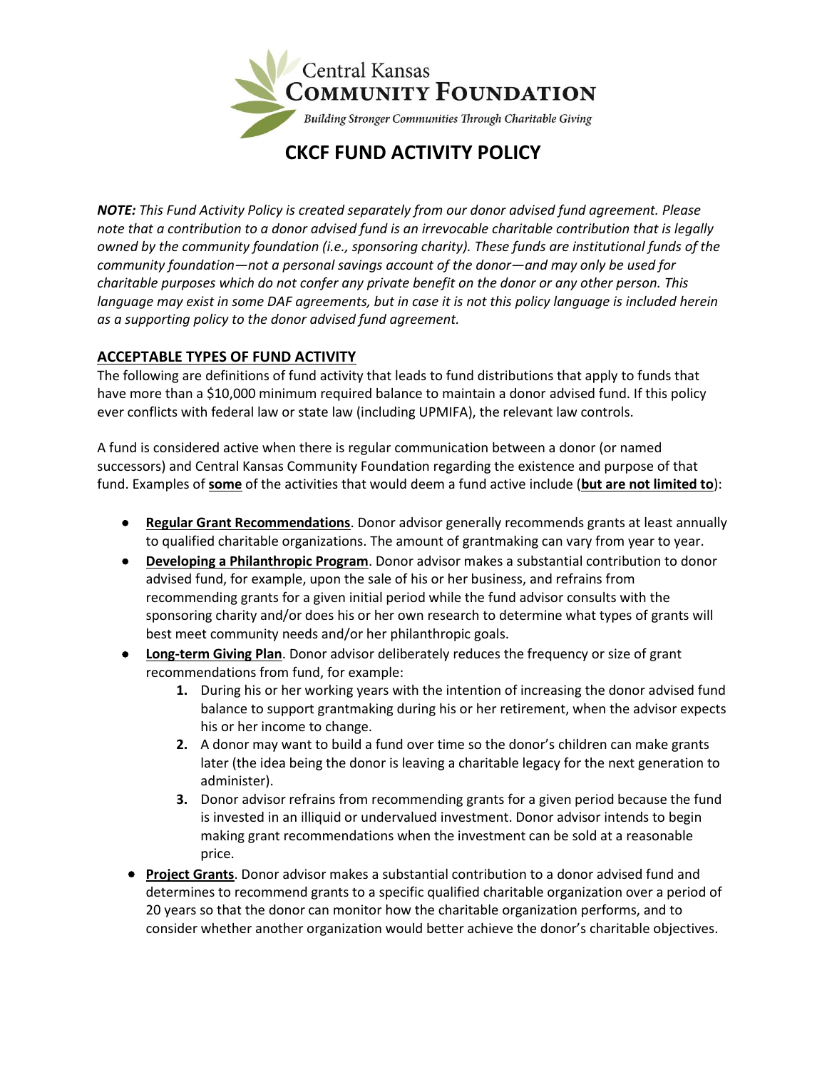Central Kansas
**Community Foundation**

*Building Stronger Communities Through Charitable Giving*

# CKCF FUND ACTIVITY POLICY

***NOTE:*** *This Fund Activity Policy is created separately from our donor advised fund agreement. Please note that a contribution to a donor advised fund is an irrevocable charitable contribution that is legally owned by the community foundation (i.e., sponsoring charity). These funds are institutional funds of the community foundation—not a personal savings account of the donor—and may only be used for charitable purposes which do not confer any private benefit on the donor or any other person. This language may exist in some DAF agreements, but in case it is not this policy language is included herein as a supporting policy to the donor advised fund agreement.*

## ACCEPTABLE TYPES OF FUND ACTIVITY

The following are definitions of fund activity that leads to fund distributions that apply to funds that have more than a $10,000 minimum required balance to maintain a donor advised fund. If this policy ever conflicts with federal law or state law (including UPMIFA), the relevant law controls.

A fund is considered active when there is regular communication between a donor (or named successors) and Central Kansas Community Foundation regarding the existence and purpose of that fund. Examples of **some** of the activities that would deem a fund active include (**but are not limited to**):

- **Regular Grant Recommendations**. Donor advisor generally recommends grants at least annually to qualified charitable organizations. The amount of grantmaking can vary from year to year.
- **Developing a Philanthropic Program**. Donor advisor makes a substantial contribution to donor advised fund, for example, upon the sale of his or her business, and refrains from recommending grants for a given initial period while the fund advisor consults with the sponsoring charity and/or does his or her own research to determine what types of grants will best meet community needs and/or her philanthropic goals.
- **Long-term Giving Plan**. Donor advisor deliberately reduces the frequency or size of grant recommendations from fund, for example:
    1. During his or her working years with the intention of increasing the donor advised fund balance to support grantmaking during his or her retirement, when the advisor expects his or her income to change.
    2. A donor may want to build a fund over time so the donor's children can make grants later (the idea being the donor is leaving a charitable legacy for the next generation to administer).
    3. Donor advisor refrains from recommending grants for a given period because the fund is invested in an illiquid or undervalued investment. Donor advisor intends to begin making grant recommendations when the investment can be sold at a reasonable price.
- **Project Grants**. Donor advisor makes a substantial contribution to a donor advised fund and determines to recommend grants to a specific qualified charitable organization over a period of 20 years so that the donor can monitor how the charitable organization performs, and to consider whether another organization would better achieve the donor's charitable objectives.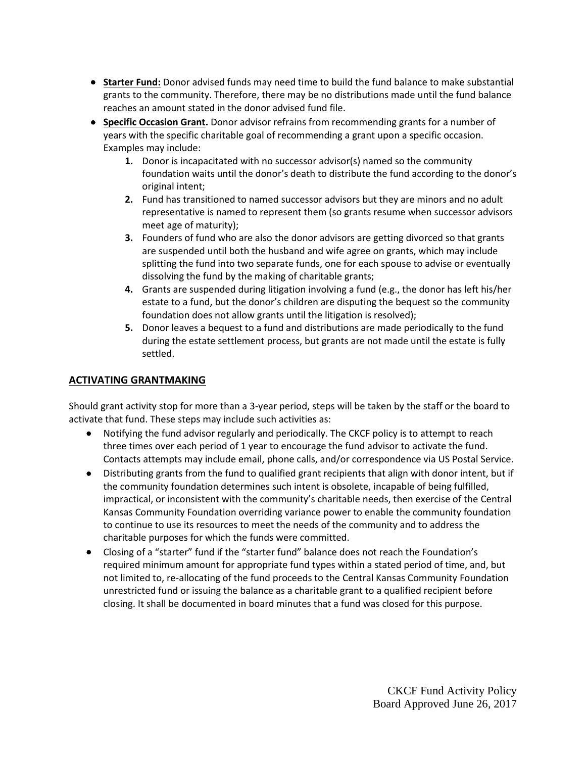- **Starter Fund:** Donor advised funds may need time to build the fund balance to make substantial grants to the community. Therefore, there may be no distributions made until the fund balance reaches an amount stated in the donor advised fund file.
- **Specific Occasion Grant.** Donor advisor refrains from recommending grants for a number of years with the specific charitable goal of recommending a grant upon a specific occasion. Examples may include:
  1. Donor is incapacitated with no successor advisor(s) named so the community foundation waits until the donor's death to distribute the fund according to the donor's original intent;
  2. Fund has transitioned to named successor advisors but they are minors and no adult representative is named to represent them (so grants resume when successor advisors meet age of maturity);
  3. Founders of fund who are also the donor advisors are getting divorced so that grants are suspended until both the husband and wife agree on grants, which may include splitting the fund into two separate funds, one for each spouse to advise or eventually dissolving the fund by the making of charitable grants;
  4. Grants are suspended during litigation involving a fund (e.g., the donor has left his/her estate to a fund, but the donor's children are disputing the bequest so the community foundation does not allow grants until the litigation is resolved);
  5. Donor leaves a bequest to a fund and distributions are made periodically to the fund during the estate settlement process, but grants are not made until the estate is fully settled.

## ACTIVATING GRANTMAKING

Should grant activity stop for more than a 3-year period, steps will be taken by the staff or the board to activate that fund. These steps may include such activities as:

- Notifying the fund advisor regularly and periodically. The CKCF policy is to attempt to reach three times over each period of 1 year to encourage the fund advisor to activate the fund. Contacts attempts may include email, phone calls, and/or correspondence via US Postal Service.
- Distributing grants from the fund to qualified grant recipients that align with donor intent, but if the community foundation determines such intent is obsolete, incapable of being fulfilled, impractical, or inconsistent with the community's charitable needs, then exercise of the Central Kansas Community Foundation overriding variance power to enable the community foundation to continue to use its resources to meet the needs of the community and to address the charitable purposes for which the funds were committed.
- Closing of a "starter" fund if the "starter fund" balance does not reach the Foundation's required minimum amount for appropriate fund types within a stated period of time, and, but not limited to, re-allocating of the fund proceeds to the Central Kansas Community Foundation unrestricted fund or issuing the balance as a charitable grant to a qualified recipient before closing. It shall be documented in board minutes that a fund was closed for this purpose.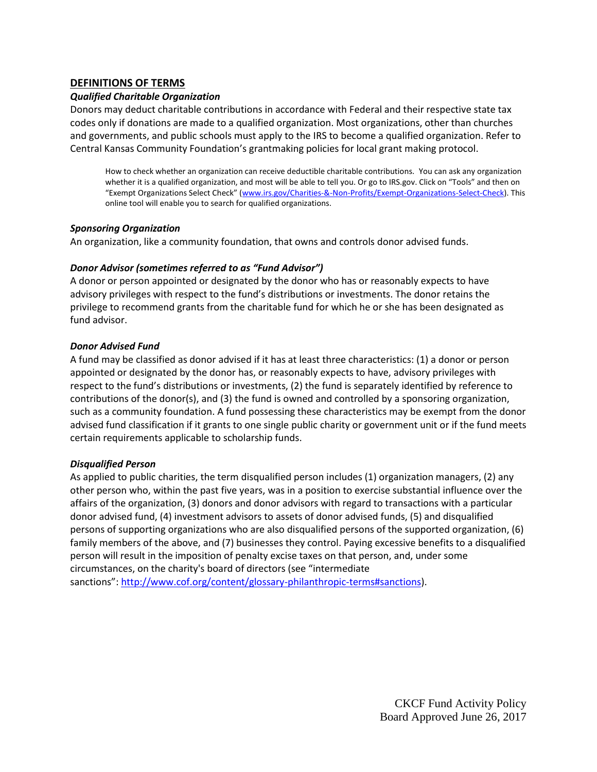## DEFINITIONS OF TERMS

***Qualified Charitable Organization***

Donors may deduct charitable contributions in accordance with Federal and their respective state tax codes only if donations are made to a qualified organization. Most organizations, other than churches and governments, and public schools must apply to the IRS to become a qualified organization. Refer to Central Kansas Community Foundation's grantmaking policies for local grant making protocol.

> How to check whether an organization can receive deductible charitable contributions. You can ask any organization whether it is a qualified organization, and most will be able to tell you. Or go to IRS.gov. Click on "Tools" and then on "Exempt Organizations Select Check" ([www.irs.gov/Charities-&-Non-Profits/Exempt-Organizations-Select-Check](www.irs.gov/Charities-&-Non-Profits/Exempt-Organizations-Select-Check)). This online tool will enable you to search for qualified organizations.

***Sponsoring Organization***

An organization, like a community foundation, that owns and controls donor advised funds.

***Donor Advisor (sometimes referred to as "Fund Advisor")***

A donor or person appointed or designated by the donor who has or reasonably expects to have advisory privileges with respect to the fund's distributions or investments. The donor retains the privilege to recommend grants from the charitable fund for which he or she has been designated as fund advisor.

***Donor Advised Fund***

A fund may be classified as donor advised if it has at least three characteristics: (1) a donor or person appointed or designated by the donor has, or reasonably expects to have, advisory privileges with respect to the fund's distributions or investments, (2) the fund is separately identified by reference to contributions of the donor(s), and (3) the fund is owned and controlled by a sponsoring organization, such as a community foundation. A fund possessing these characteristics may be exempt from the donor advised fund classification if it grants to one single public charity or government unit or if the fund meets certain requirements applicable to scholarship funds.

***Disqualified Person***

As applied to public charities, the term disqualified person includes (1) organization managers, (2) any other person who, within the past five years, was in a position to exercise substantial influence over the affairs of the organization, (3) donors and donor advisors with regard to transactions with a particular donor advised fund, (4) investment advisors to assets of donor advised funds, (5) and disqualified persons of supporting organizations who are also disqualified persons of the supported organization, (6) family members of the above, and (7) businesses they control. Paying excessive benefits to a disqualified person will result in the imposition of penalty excise taxes on that person, and, under some circumstances, on the charity's board of directors (see "intermediate sanctions": [http://www.cof.org/content/glossary-philanthropic-terms#sanctions](http://www.cof.org/content/glossary-philanthropic-terms#sanctions)).